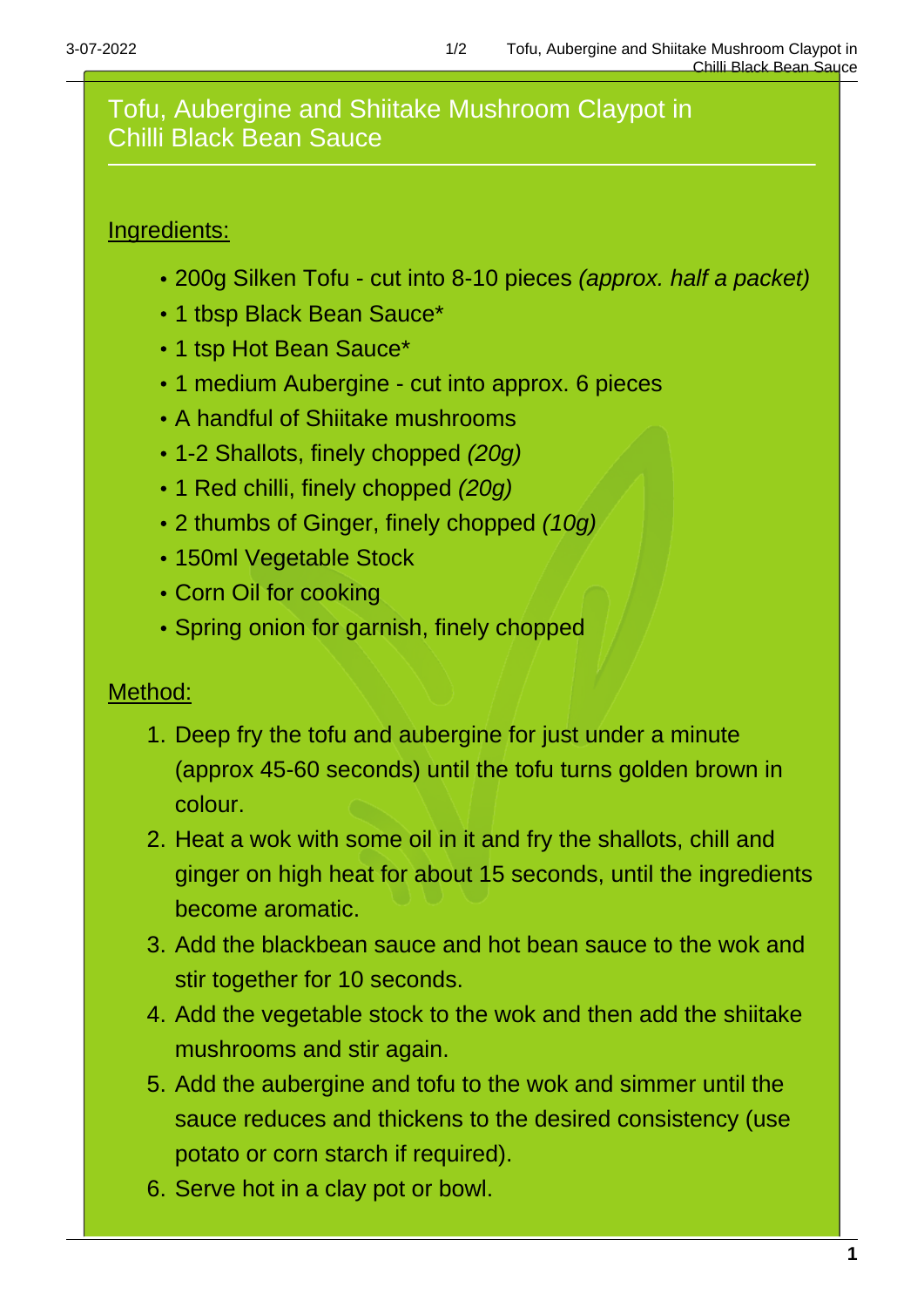# Tofu, Aubergine and Shiitake Mushroom Claypot in Chilli Black Bean Sauce

## Ingredients:

- 200g Silken Tofu - cut into 8-10 pieces *(approx. half a packet)*
- 1 tbsp Black Bean Sauce*
- 1 tsp Hot Bean Sauce*
- 1 medium Aubergine - cut into approx. 6 pieces
- A handful of Shiitake mushrooms
- 1-2 Shallots, finely chopped *(20g)*
- 1 Red chilli, finely chopped *(20g)*
- 2 thumbs of Ginger, finely chopped *(10g)*
- 150ml Vegetable Stock
- Corn Oil for cooking
- Spring onion for garnish, finely chopped

## Method:

1. Deep fry the tofu and aubergine for just under a minute (approx 45-60 seconds) until the tofu turns golden brown in colour.
2. Heat a wok with some oil in it and fry the shallots, chill and ginger on high heat for about 15 seconds, until the ingredients become aromatic.
3. Add the blackbean sauce and hot bean sauce to the wok and stir together for 10 seconds.
4. Add the vegetable stock to the wok and then add the shiitake mushrooms and stir again.
5. Add the aubergine and tofu to the wok and simmer until the sauce reduces and thickens to the desired consistency (use potato or corn starch if required).
6. Serve hot in a clay pot or bowl.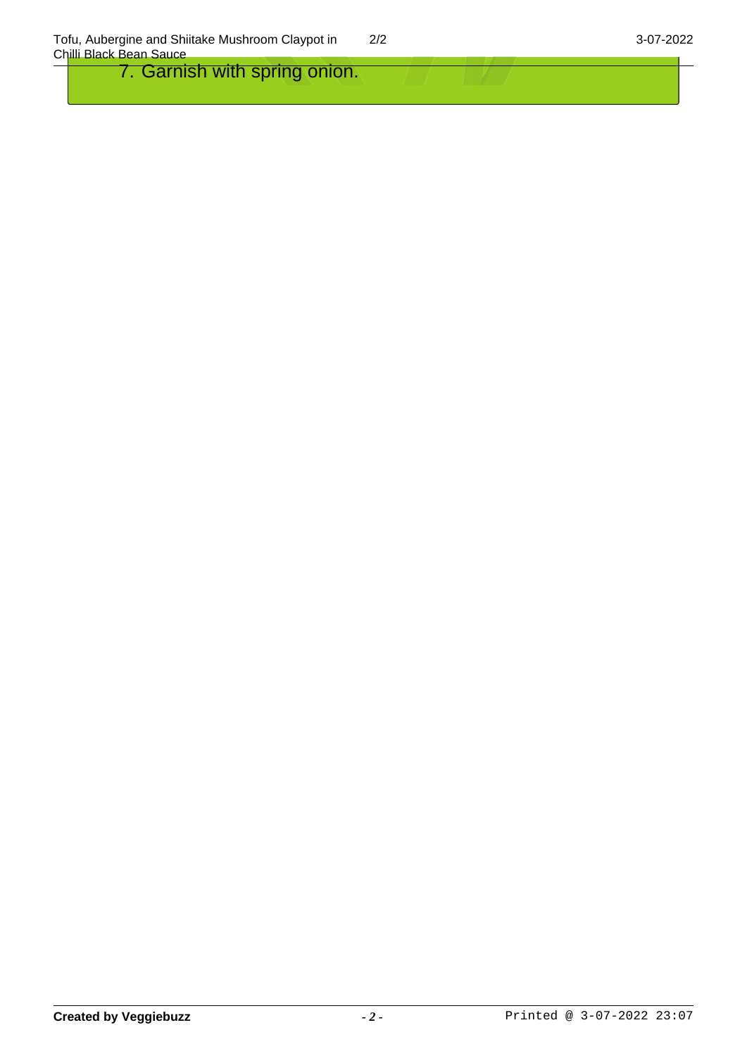7. Garnish with spring onion.